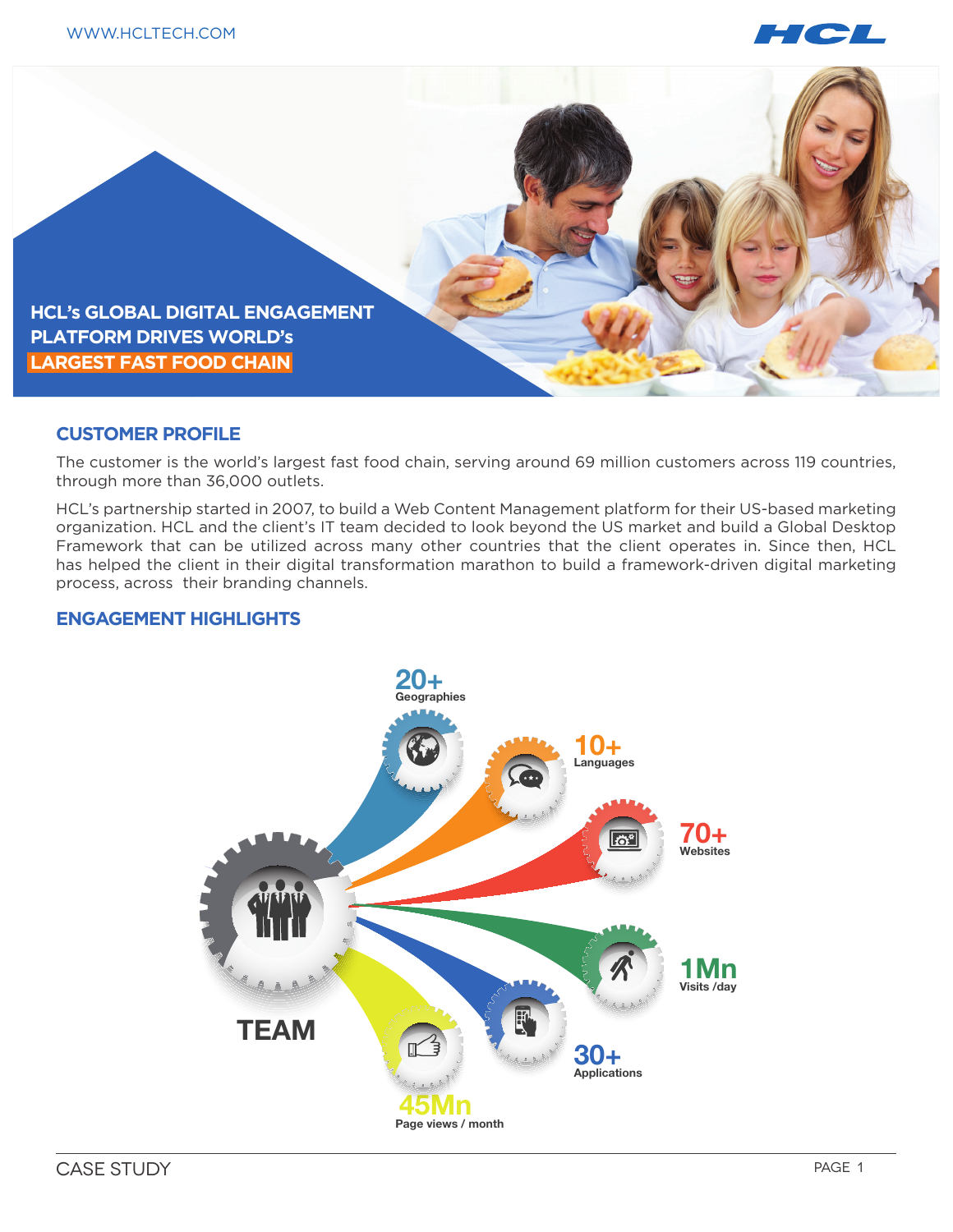# HCL's GLOBAL DIGITAL ENGAGEMENT PLATFORM DRIVES WORLD's LARGEST FAST FOOD CHAIN

## CUSTOMER PROFILE

The customer is the world's largest fast food chain, serving around 69 million customers across 119 countries, through more than 36,000 outlets.

HCL's partnership started in 2007, to build a Web Content Management platform for their US-based marketing organization. HCL and the client's IT team decided to look beyond the US market and build a Global Desktop Framework that can be utilized across many other countries that the client operates in. Since then, HCL has helped the client in their digital transformation marathon to build a framework-driven digital marketing process, across their branding channels.

## ENGAGEMENT HIGHLIGHTS

**TEAM**

- **20+** Geographies
- **10+** Languages
- **70+** Websites
- **1Mn** Visits /day
- **30+** Applications
- **45Mn** Page views / month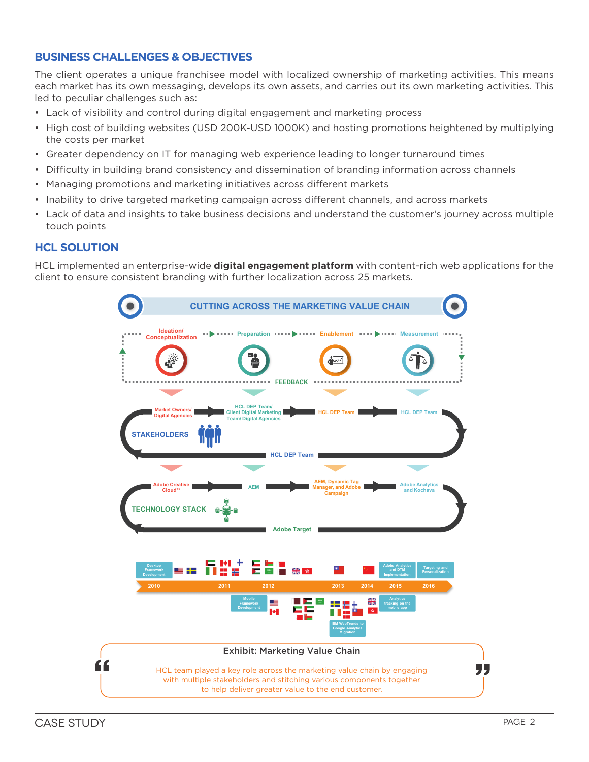## BUSINESS CHALLENGES & OBJECTIVES

The client operates a unique franchisee model with localized ownership of marketing activities. This means each market has its own messaging, develops its own assets, and carries out its own marketing activities. This led to peculiar challenges such as:

- Lack of visibility and control during digital engagement and marketing process
- High cost of building websites (USD 200K-USD 1000K) and hosting promotions heightened by multiplying the costs per market
- Greater dependency on IT for managing web experience leading to longer turnaround times
- Difficulty in building brand consistency and dissemination of branding information across channels
- Managing promotions and marketing initiatives across different markets
- Inability to drive targeted marketing campaign across different channels, and across markets
- Lack of data and insights to take business decisions and understand the customer's journey across multiple touch points

## HCL SOLUTION

HCL implemented an enterprise-wide **digital engagement platform** with content-rich web applications for the client to ensure consistent branding with further localization across 25 markets.

**CUTTING ACROSS THE MARKETING VALUE CHAIN**

Ideation/ Conceptualization → Preparation → Enablement → Measurement (FEEDBACK)

| | Ideation/ Conceptualization | Preparation | Enablement | Measurement |
|---|---|---|---|---|
| STAKEHOLDERS | Market Owners/ Digital Agencies | HCL DEP Team/ Client Digital Marketing Team/ Digital Agencies | HCL DEP Team | HCL DEP Team |
| TECHNOLOGY STACK | Adobe Creative Cloud** | AEM | AEM, Dynamic Tag Manager, and Adobe Campaign | Adobe Analytics and Kochava |

STAKEHOLDERS: HCL DEP Team

TECHNOLOGY STACK: Adobe Target

Timeline:

- 2010: Desktop Framework Development
- 2011: Mobile Framework Development
- 2013: IBM WebTrends to Google Analytics Migration
- 2015: Adobe Analytics and DTM Implementation; Analytics tracking on the mobile app
- 2016: Targeting and Personalization

Exhibit: Marketing Value Chain

> "HCL team played a key role across the marketing value chain by engaging with multiple stakeholders and stitching various components together to help deliver greater value to the end customer."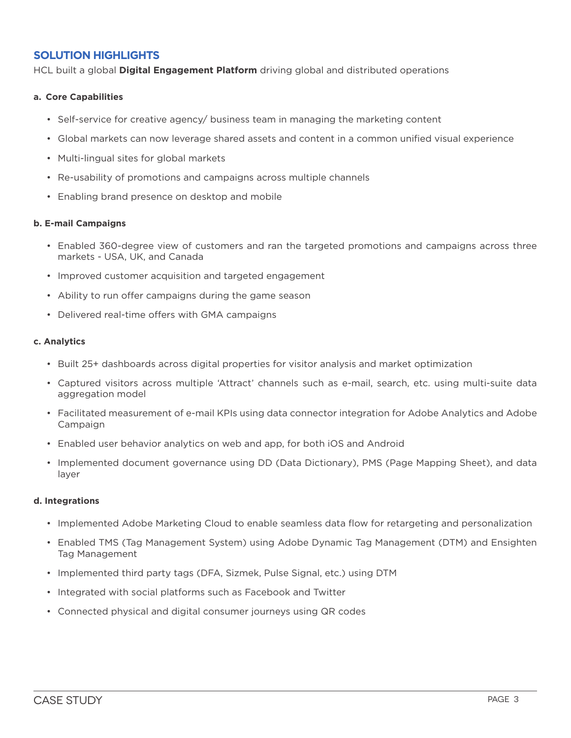## SOLUTION HIGHLIGHTS

HCL built a global **Digital Engagement Platform** driving global and distributed operations

#### a. Core Capabilities

- Self-service for creative agency/ business team in managing the marketing content
- Global markets can now leverage shared assets and content in a common unified visual experience
- Multi-lingual sites for global markets
- Re-usability of promotions and campaigns across multiple channels
- Enabling brand presence on desktop and mobile

#### b. E-mail Campaigns

- Enabled 360-degree view of customers and ran the targeted promotions and campaigns across three markets - USA, UK, and Canada
- Improved customer acquisition and targeted engagement
- Ability to run offer campaigns during the game season
- Delivered real-time offers with GMA campaigns

#### c. Analytics

- Built 25+ dashboards across digital properties for visitor analysis and market optimization
- Captured visitors across multiple 'Attract' channels such as e-mail, search, etc. using multi-suite data aggregation model
- Facilitated measurement of e-mail KPIs using data connector integration for Adobe Analytics and Adobe Campaign
- Enabled user behavior analytics on web and app, for both iOS and Android
- Implemented document governance using DD (Data Dictionary), PMS (Page Mapping Sheet), and data layer

#### d. Integrations

- Implemented Adobe Marketing Cloud to enable seamless data flow for retargeting and personalization
- Enabled TMS (Tag Management System) using Adobe Dynamic Tag Management (DTM) and Ensighten Tag Management
- Implemented third party tags (DFA, Sizmek, Pulse Signal, etc.) using DTM
- Integrated with social platforms such as Facebook and Twitter
- Connected physical and digital consumer journeys using QR codes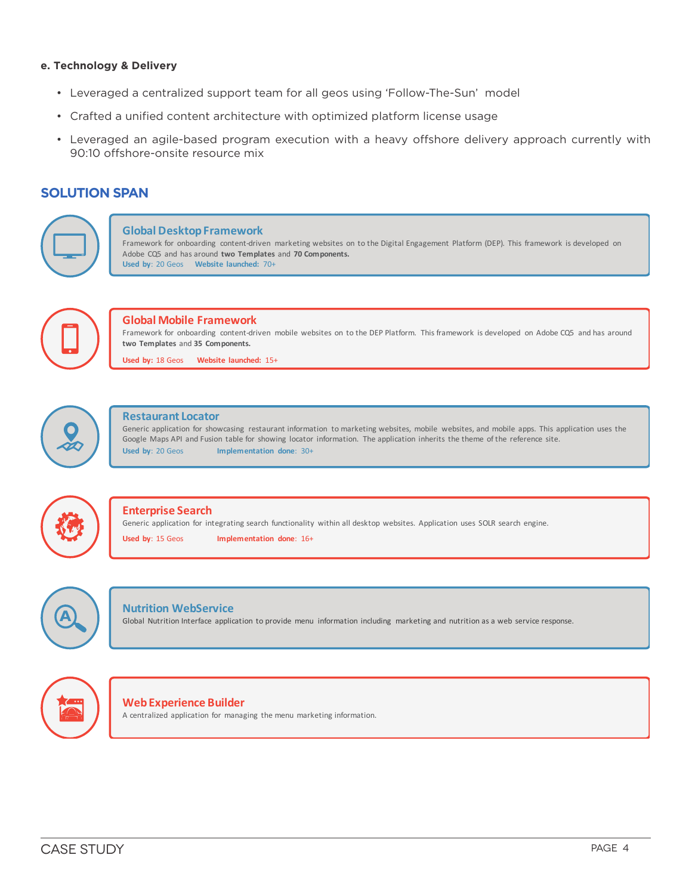**e. Technology & Delivery**

- Leveraged a centralized support team for all geos using 'Follow-The-Sun' model
- Crafted a unified content architecture with optimized platform license usage
- Leveraged an agile-based program execution with a heavy offshore delivery approach currently with 90:10 offshore-onsite resource mix

## SOLUTION SPAN

### Global Desktop Framework

Framework for onboarding content-driven marketing websites on to the Digital Engagement Platform (DEP). This framework is developed on Adobe CQ5 and has around **two Templates** and **70 Components.**

**Used by:** 20 Geos **Website launched:** 70+

### Global Mobile Framework

Framework for onboarding content-driven mobile websites on to the DEP Platform. This framework is developed on Adobe CQ5 and has around **two Templates** and **35 Components.**

**Used by:** 18 Geos **Website launched:** 15+

### Restaurant Locator

Generic application for showcasing restaurant information to marketing websites, mobile websites, and mobile apps. This application uses the Google Maps API and Fusion table for showing locator information. The application inherits the theme of the reference site.

**Used by:** 20 Geos **Implementation done:** 30+

### Enterprise Search

Generic application for integrating search functionality within all desktop websites. Application uses SOLR search engine.

**Used by:** 15 Geos **Implementation done:** 16+

### Nutrition WebService

Global Nutrition Interface application to provide menu information including marketing and nutrition as a web service response.

### Web Experience Builder

A centralized application for managing the menu marketing information.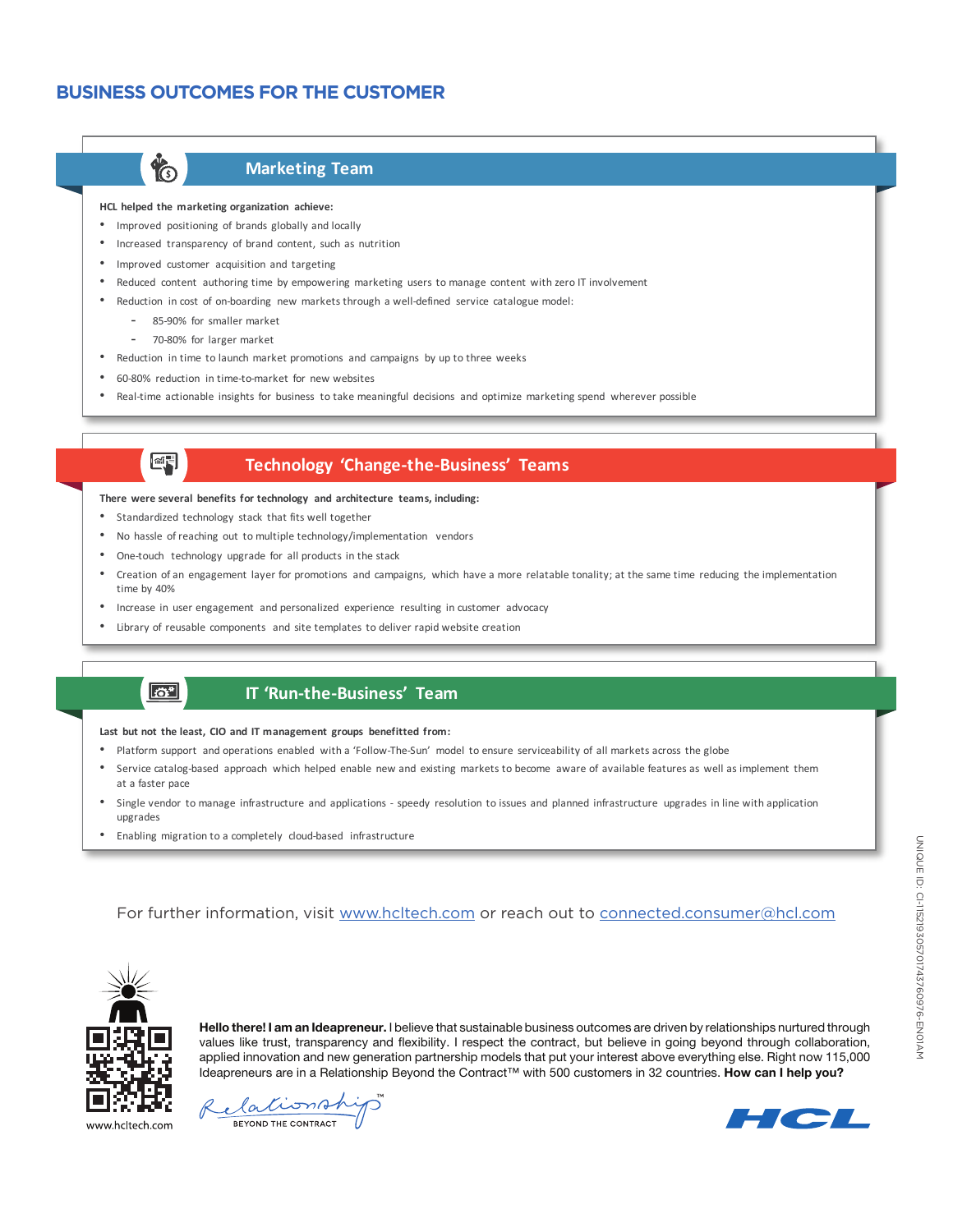## BUSINESS OUTCOMES FOR THE CUSTOMER

### Marketing Team

**HCL helped the marketing organization achieve:**

- Improved positioning of brands globally and locally
- Increased transparency of brand content, such as nutrition
- Improved customer acquisition and targeting
- Reduced content authoring time by empowering marketing users to manage content with zero IT involvement
- Reduction in cost of on-boarding new markets through a well-defined service catalogue model:
  - 85-90% for smaller market
  - 70-80% for larger market
- Reduction in time to launch market promotions and campaigns by up to three weeks
- 60-80% reduction in time-to-market for new websites
- Real-time actionable insights for business to take meaningful decisions and optimize marketing spend wherever possible

### Technology 'Change-the-Business' Teams

**There were several benefits for technology and architecture teams, including:**

- Standardized technology stack that fits well together
- No hassle of reaching out to multiple technology/implementation vendors
- One-touch technology upgrade for all products in the stack
- Creation of an engagement layer for promotions and campaigns, which have a more relatable tonality; at the same time reducing the implementation time by 40%
- Increase in user engagement and personalized experience resulting in customer advocacy
- Library of reusable components and site templates to deliver rapid website creation

### IT 'Run-the-Business' Team

**Last but not the least, CIO and IT management groups benefitted from:**

- Platform support and operations enabled with a 'Follow-The-Sun' model to ensure serviceability of all markets across the globe
- Service catalog-based approach which helped enable new and existing markets to become aware of available features as well as implement them at a faster pace
- Single vendor to manage infrastructure and applications - speedy resolution to issues and planned infrastructure upgrades in line with application upgrades
- Enabling migration to a completely cloud-based infrastructure

For further information, visit [www.hcltech.com](http://www.hcltech.com) or reach out to [connected.consumer@hcl.com](mailto:connected.consumer@hcl.com)

**Hello there! I am an Ideapreneur.** I believe that sustainable business outcomes are driven by relationships nurtured through values like trust, transparency and flexibility. I respect the contract, but believe in going beyond through collaboration, applied innovation and new generation partnership models that put your interest above everything else. Right now 115,000 Ideapreneurs are in a Relationship Beyond the Contract™ with 500 customers in 32 countries. **How can I help you?**

www.hcltech.com

Relationship™ BEYOND THE CONTRACT

HCL

UNIQUE ID: CI-1152193057017437609 76-EN01AM